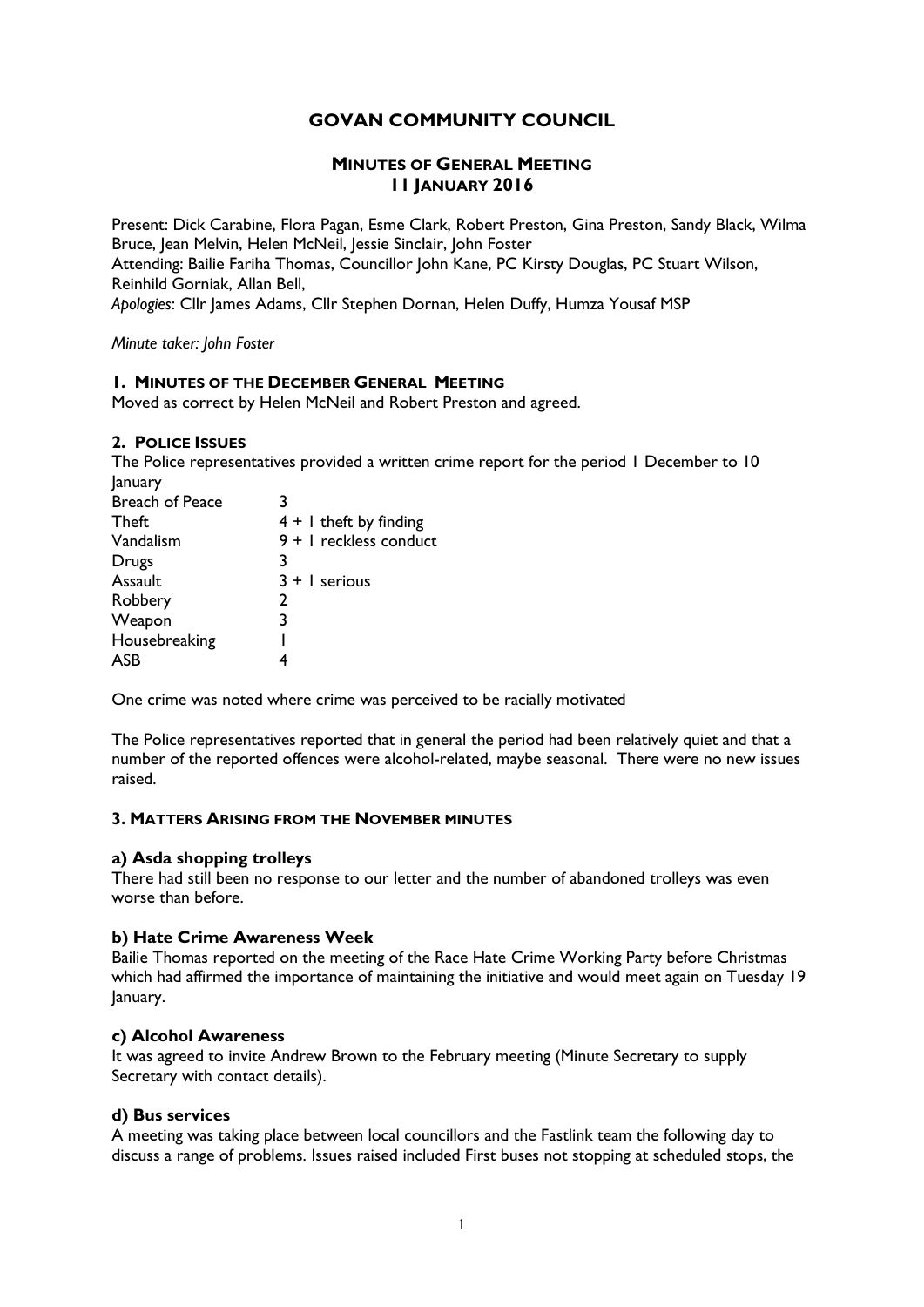# GOVAN COMMUNITY COUNCIL

## MINUTES OF GENERAL MEETING
## 11 JANUARY 2016

Present: Dick Carabine, Flora Pagan, Esme Clark, Robert Preston, Gina Preston, Sandy Black, Wilma Bruce, Jean Melvin, Helen McNeil, Jessie Sinclair, John Foster
Attending: Bailie Fariha Thomas, Councillor John Kane, PC Kirsty Douglas, PC Stuart Wilson, Reinhild Gorniak, Allan Bell,
*Apologies*: Cllr James Adams, Cllr Stephen Dornan, Helen Duffy, Humza Yousaf MSP

*Minute taker: John Foster*

### 1. MINUTES OF THE DECEMBER GENERAL MEETING

Moved as correct by Helen McNeil and Robert Preston and agreed.

### 2. POLICE ISSUES

The Police representatives provided a written crime report for the period 1 December to 10 January

| | |
|---|---|
| Breach of Peace | 3 |
| Theft | 4 + 1 theft by finding |
| Vandalism | 9 + 1 reckless conduct |
| Drugs | 3 |
| Assault | 3 + 1 serious |
| Robbery | 2 |
| Weapon | 3 |
| Housebreaking | 1 |
| ASB | 4 |

One crime was noted where crime was perceived to be racially motivated

The Police representatives reported that in general the period had been relatively quiet and that a number of the reported offences were alcohol-related, maybe seasonal. There were no new issues raised.

### 3. MATTERS ARISING FROM THE NOVEMBER MINUTES

#### a) Asda shopping trolleys

There had still been no response to our letter and the number of abandoned trolleys was even worse than before.

#### b) Hate Crime Awareness Week

Bailie Thomas reported on the meeting of the Race Hate Crime Working Party before Christmas which had affirmed the importance of maintaining the initiative and would meet again on Tuesday 19 January.

#### c) Alcohol Awareness

It was agreed to invite Andrew Brown to the February meeting (Minute Secretary to supply Secretary with contact details).

#### d) Bus services

A meeting was taking place between local councillors and the Fastlink team the following day to discuss a range of problems. Issues raised included First buses not stopping at scheduled stops, the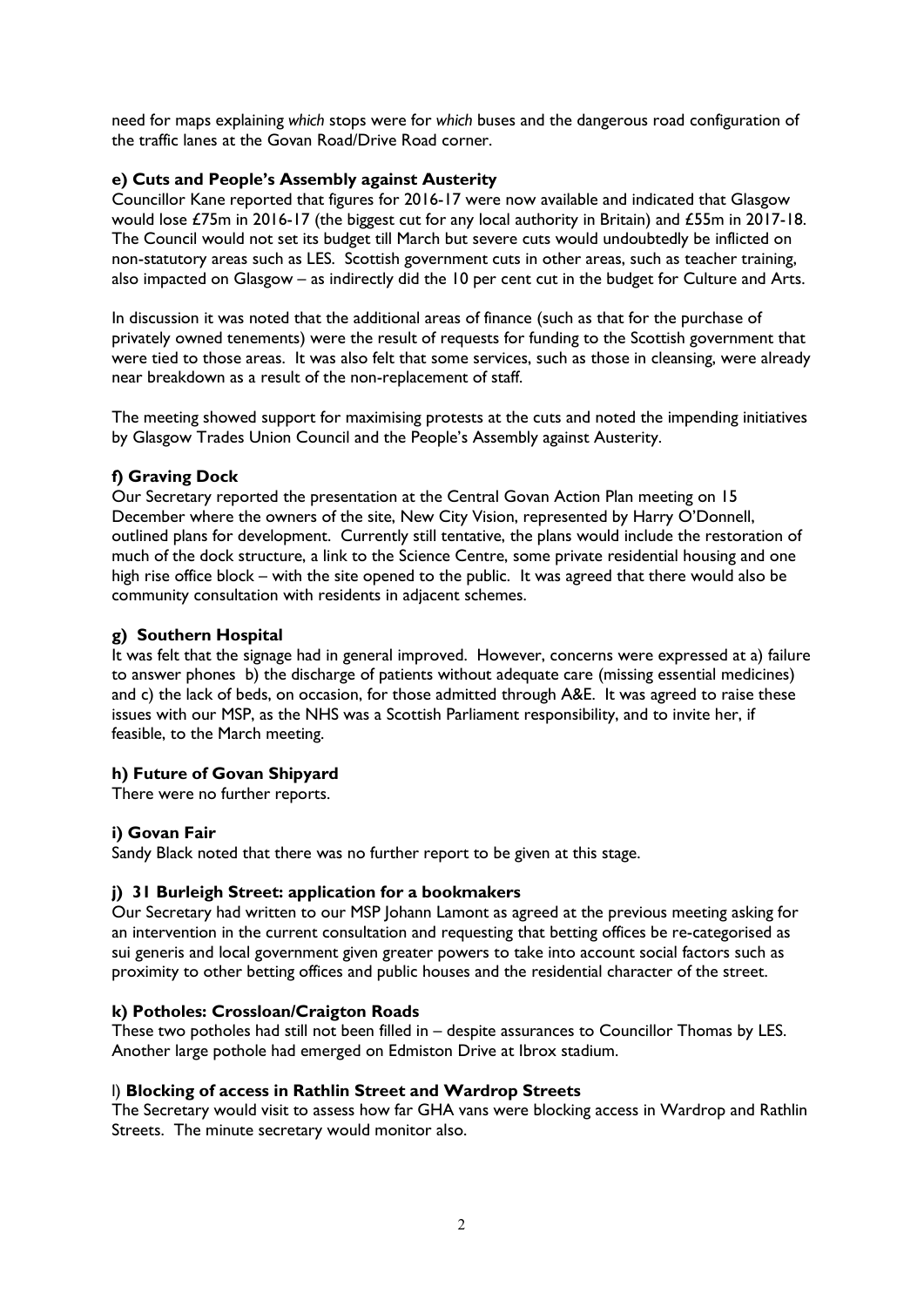need for maps explaining *which* stops were for *which* buses and the dangerous road configuration of the traffic lanes at the Govan Road/Drive Road corner.

**e) Cuts and People's Assembly against Austerity**

Councillor Kane reported that figures for 2016-17 were now available and indicated that Glasgow would lose £75m in 2016-17 (the biggest cut for any local authority in Britain) and £55m in 2017-18. The Council would not set its budget till March but severe cuts would undoubtedly be inflicted on non-statutory areas such as LES. Scottish government cuts in other areas, such as teacher training, also impacted on Glasgow – as indirectly did the 10 per cent cut in the budget for Culture and Arts.

In discussion it was noted that the additional areas of finance (such as that for the purchase of privately owned tenements) were the result of requests for funding to the Scottish government that were tied to those areas. It was also felt that some services, such as those in cleansing, were already near breakdown as a result of the non-replacement of staff.

The meeting showed support for maximising protests at the cuts and noted the impending initiatives by Glasgow Trades Union Council and the People's Assembly against Austerity.

**f) Graving Dock**

Our Secretary reported the presentation at the Central Govan Action Plan meeting on 15 December where the owners of the site, New City Vision, represented by Harry O'Donnell, outlined plans for development. Currently still tentative, the plans would include the restoration of much of the dock structure, a link to the Science Centre, some private residential housing and one high rise office block – with the site opened to the public. It was agreed that there would also be community consultation with residents in adjacent schemes.

**g) Southern Hospital**

It was felt that the signage had in general improved. However, concerns were expressed at a) failure to answer phones b) the discharge of patients without adequate care (missing essential medicines) and c) the lack of beds, on occasion, for those admitted through A&E. It was agreed to raise these issues with our MSP, as the NHS was a Scottish Parliament responsibility, and to invite her, if feasible, to the March meeting.

**h) Future of Govan Shipyard**

There were no further reports.

**i) Govan Fair**

Sandy Black noted that there was no further report to be given at this stage.

**j) 31 Burleigh Street: application for a bookmakers**

Our Secretary had written to our MSP Johann Lamont as agreed at the previous meeting asking for an intervention in the current consultation and requesting that betting offices be re-categorised as sui generis and local government given greater powers to take into account social factors such as proximity to other betting offices and public houses and the residential character of the street.

**k) Potholes: Crossloan/Craigton Roads**

These two potholes had still not been filled in – despite assurances to Councillor Thomas by LES. Another large pothole had emerged on Edmiston Drive at Ibrox stadium.

l) **Blocking of access in Rathlin Street and Wardrop Streets**

The Secretary would visit to assess how far GHA vans were blocking access in Wardrop and Rathlin Streets. The minute secretary would monitor also.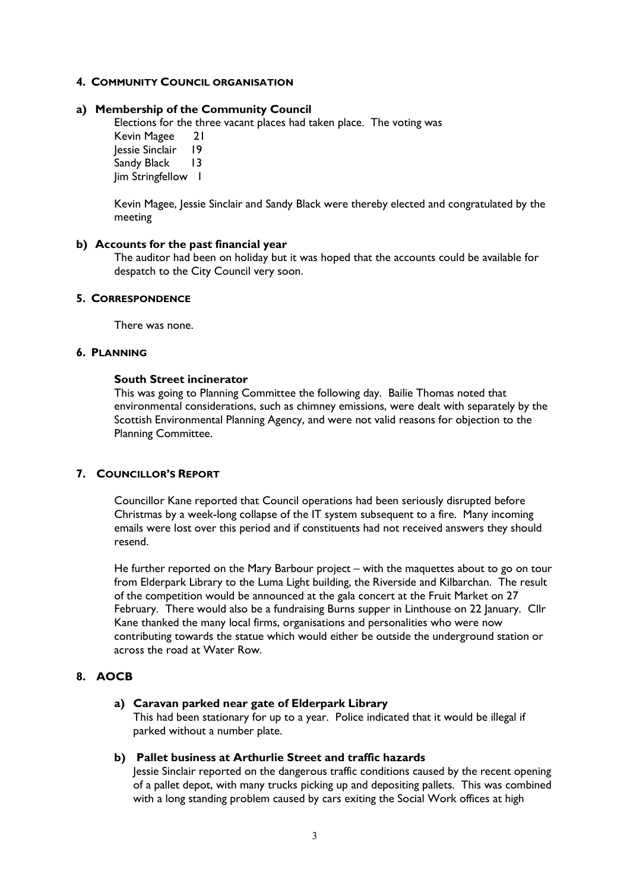## 4. COMMUNITY COUNCIL ORGANISATION

### a) Membership of the Community Council

Elections for the three vacant places had taken place. The voting was

Kevin Magee 21
Jessie Sinclair 19
Sandy Black 13
Jim Stringfellow 1

Kevin Magee, Jessie Sinclair and Sandy Black were thereby elected and congratulated by the meeting

### b) Accounts for the past financial year

The auditor had been on holiday but it was hoped that the accounts could be available for despatch to the City Council very soon.

## 5. CORRESPONDENCE

There was none.

## 6. PLANNING

**South Street incinerator**

This was going to Planning Committee the following day. Bailie Thomas noted that environmental considerations, such as chimney emissions, were dealt with separately by the Scottish Environmental Planning Agency, and were not valid reasons for objection to the Planning Committee.

## 7. COUNCILLOR'S REPORT

Councillor Kane reported that Council operations had been seriously disrupted before Christmas by a week-long collapse of the IT system subsequent to a fire. Many incoming emails were lost over this period and if constituents had not received answers they should resend.

He further reported on the Mary Barbour project – with the maquettes about to go on tour from Elderpark Library to the Luma Light building, the Riverside and Kilbarchan. The result of the competition would be announced at the gala concert at the Fruit Market on 27 February. There would also be a fundraising Burns supper in Linthouse on 22 January. Cllr Kane thanked the many local firms, organisations and personalities who were now contributing towards the statue which would either be outside the underground station or across the road at Water Row.

## 8. AOCB

### a) Caravan parked near gate of Elderpark Library

This had been stationary for up to a year. Police indicated that it would be illegal if parked without a number plate.

### b) Pallet business at Arthurlie Street and traffic hazards

Jessie Sinclair reported on the dangerous traffic conditions caused by the recent opening of a pallet depot, with many trucks picking up and depositing pallets. This was combined with a long standing problem caused by cars exiting the Social Work offices at high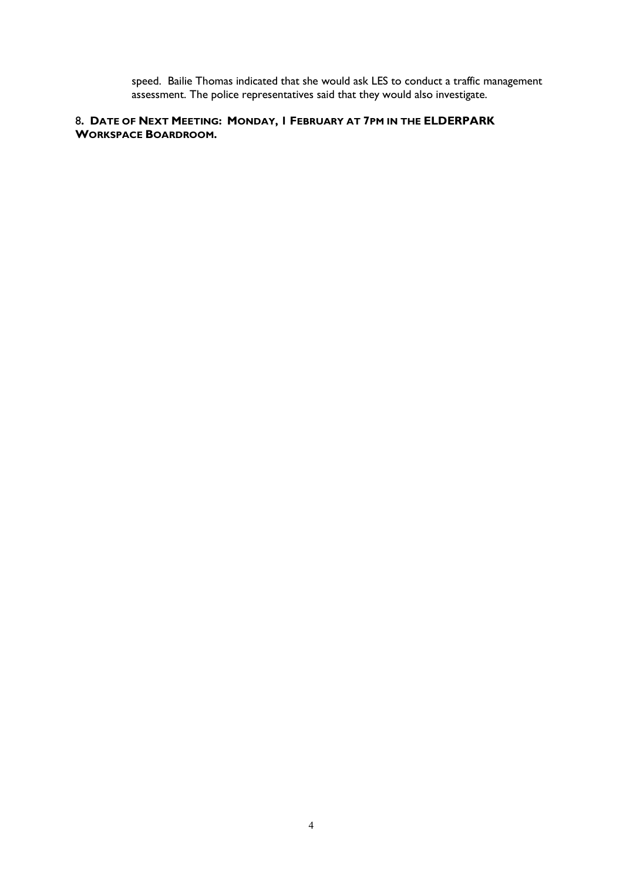speed. Bailie Thomas indicated that she would ask LES to conduct a traffic management assessment. The police representatives said that they would also investigate.

8. **DATE OF NEXT MEETING: MONDAY, 1 FEBRUARY AT 7PM IN THE ELDERPARK WORKSPACE BOARDROOM.**